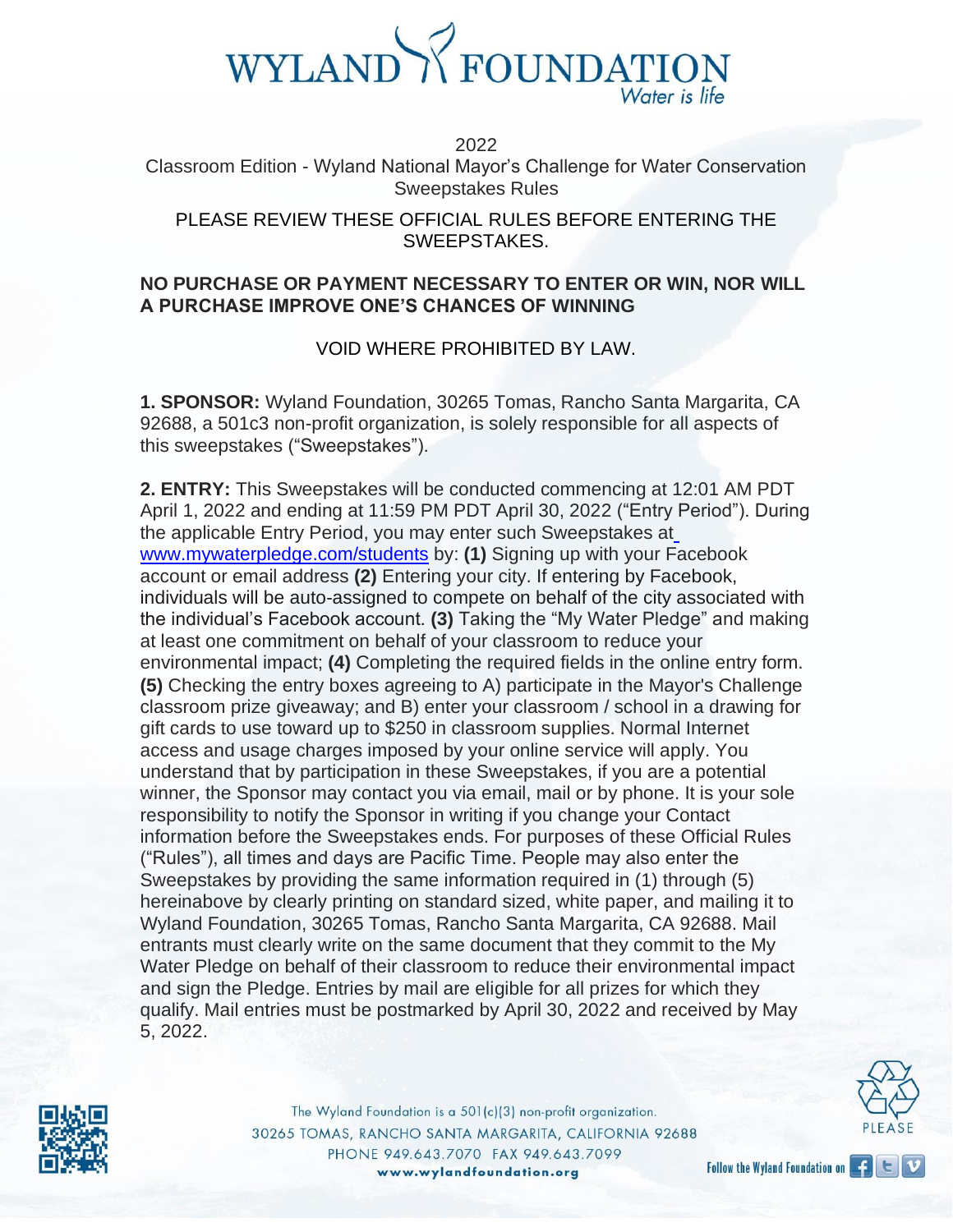# WYLAND FOUNDATION
*Water is life*

2022

Classroom Edition - Wyland National Mayor's Challenge for Water Conservation Sweepstakes Rules

PLEASE REVIEW THESE OFFICIAL RULES BEFORE ENTERING THE SWEEPSTAKES.

**NO PURCHASE OR PAYMENT NECESSARY TO ENTER OR WIN, NOR WILL A PURCHASE IMPROVE ONE'S CHANCES OF WINNING**

VOID WHERE PROHIBITED BY LAW.

**1. SPONSOR:** Wyland Foundation, 30265 Tomas, Rancho Santa Margarita, CA 92688, a 501c3 non-profit organization, is solely responsible for all aspects of this sweepstakes ("Sweepstakes").

**2. ENTRY:** This Sweepstakes will be conducted commencing at 12:01 AM PDT April 1, 2022 and ending at 11:59 PM PDT April 30, 2022 ("Entry Period"). During the applicable Entry Period, you may enter such Sweepstakes at www.mywaterpledge.com/students by: **(1)** Signing up with your Facebook account or email address **(2)** Entering your city. If entering by Facebook, individuals will be auto-assigned to compete on behalf of the city associated with the individual's Facebook account. **(3)** Taking the "My Water Pledge" and making at least one commitment on behalf of your classroom to reduce your environmental impact; **(4)** Completing the required fields in the online entry form. **(5)** Checking the entry boxes agreeing to A) participate in the Mayor's Challenge classroom prize giveaway; and B) enter your classroom / school in a drawing for gift cards to use toward up to $250 in classroom supplies. Normal Internet access and usage charges imposed by your online service will apply. You understand that by participation in these Sweepstakes, if you are a potential winner, the Sponsor may contact you via email, mail or by phone. It is your sole responsibility to notify the Sponsor in writing if you change your Contact information before the Sweepstakes ends. For purposes of these Official Rules ("Rules"), all times and days are Pacific Time. People may also enter the Sweepstakes by providing the same information required in (1) through (5) hereinabove by clearly printing on standard sized, white paper, and mailing it to Wyland Foundation, 30265 Tomas, Rancho Santa Margarita, CA 92688. Mail entrants must clearly write on the same document that they commit to the My Water Pledge on behalf of their classroom to reduce their environmental impact and sign the Pledge. Entries by mail are eligible for all prizes for which they qualify. Mail entries must be postmarked by April 30, 2022 and received by May 5, 2022.

The Wyland Foundation is a 501(c)(3) non-profit organization.
30265 TOMAS, RANCHO SANTA MARGARITA, CALIFORNIA 92688
PHONE 949.643.7070 FAX 949.643.7099
www.wylandfoundation.org

Follow the Wyland Foundation on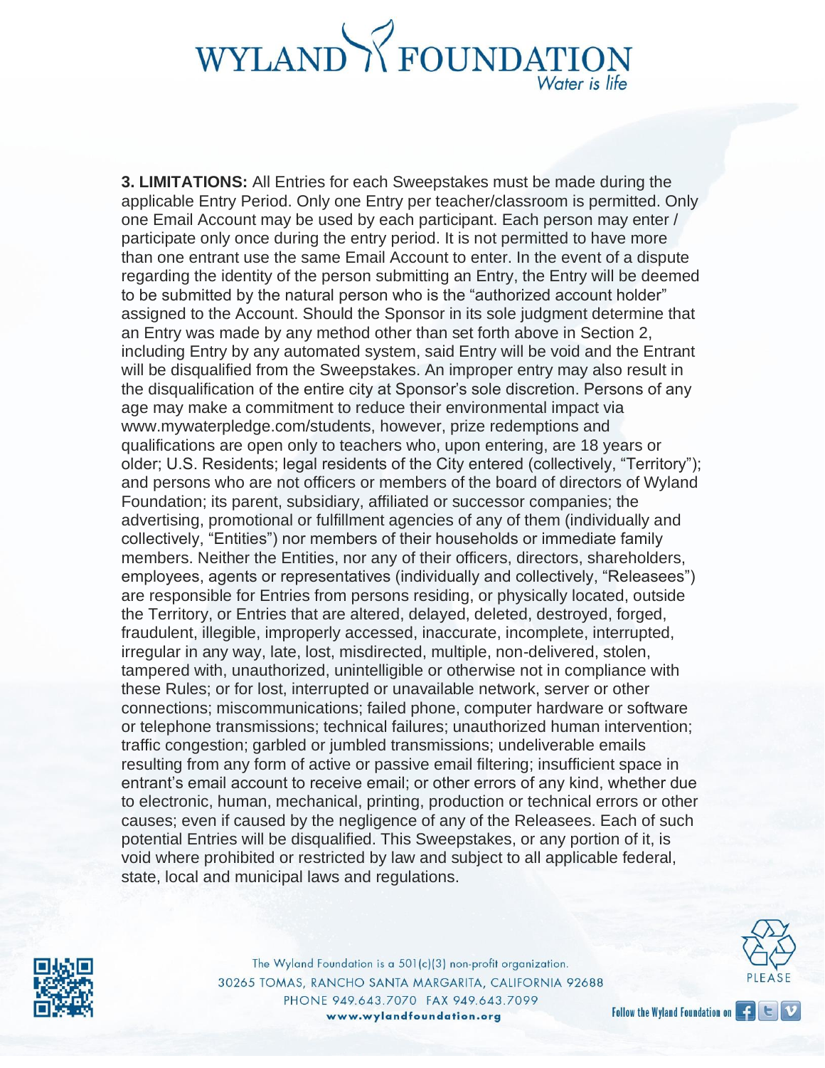**3. LIMITATIONS:** All Entries for each Sweepstakes must be made during the applicable Entry Period. Only one Entry per teacher/classroom is permitted. Only one Email Account may be used by each participant. Each person may enter / participate only once during the entry period. It is not permitted to have more than one entrant use the same Email Account to enter. In the event of a dispute regarding the identity of the person submitting an Entry, the Entry will be deemed to be submitted by the natural person who is the "authorized account holder" assigned to the Account. Should the Sponsor in its sole judgment determine that an Entry was made by any method other than set forth above in Section 2, including Entry by any automated system, said Entry will be void and the Entrant will be disqualified from the Sweepstakes. An improper entry may also result in the disqualification of the entire city at Sponsor's sole discretion. Persons of any age may make a commitment to reduce their environmental impact via www.mywaterpledge.com/students, however, prize redemptions and qualifications are open only to teachers who, upon entering, are 18 years or older; U.S. Residents; legal residents of the City entered (collectively, "Territory"); and persons who are not officers or members of the board of directors of Wyland Foundation; its parent, subsidiary, affiliated or successor companies; the advertising, promotional or fulfillment agencies of any of them (individually and collectively, "Entities") nor members of their households or immediate family members. Neither the Entities, nor any of their officers, directors, shareholders, employees, agents or representatives (individually and collectively, "Releasees") are responsible for Entries from persons residing, or physically located, outside the Territory, or Entries that are altered, delayed, deleted, destroyed, forged, fraudulent, illegible, improperly accessed, inaccurate, incomplete, interrupted, irregular in any way, late, lost, misdirected, multiple, non-delivered, stolen, tampered with, unauthorized, unintelligible or otherwise not in compliance with these Rules; or for lost, interrupted or unavailable network, server or other connections; miscommunications; failed phone, computer hardware or software or telephone transmissions; technical failures; unauthorized human intervention; traffic congestion; garbled or jumbled transmissions; undeliverable emails resulting from any form of active or passive email filtering; insufficient space in entrant's email account to receive email; or other errors of any kind, whether due to electronic, human, mechanical, printing, production or technical errors or other causes; even if caused by the negligence of any of the Releasees. Each of such potential Entries will be disqualified. This Sweepstakes, or any portion of it, is void where prohibited or restricted by law and subject to all applicable federal, state, local and municipal laws and regulations.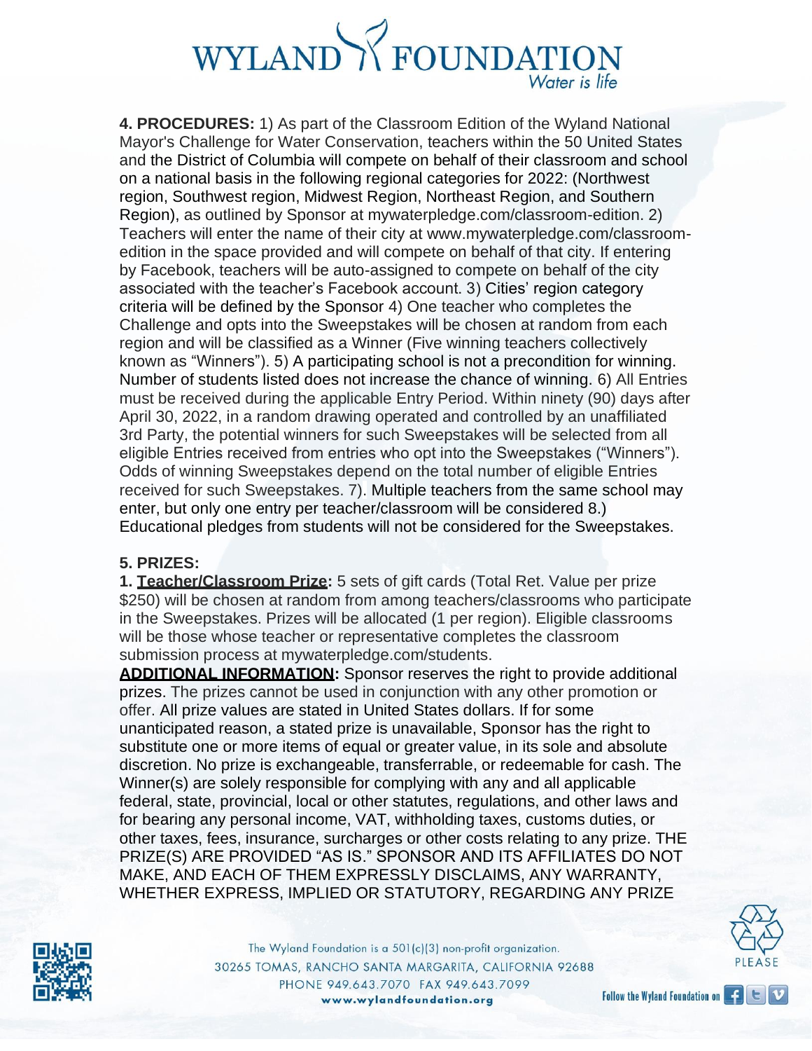**4. PROCEDURES:** 1) As part of the Classroom Edition of the Wyland National Mayor's Challenge for Water Conservation, teachers within the 50 United States and the District of Columbia will compete on behalf of their classroom and school on a national basis in the following regional categories for 2022: (Northwest region, Southwest region, Midwest Region, Northeast Region, and Southern Region), as outlined by Sponsor at mywaterpledge.com/classroom-edition. 2) Teachers will enter the name of their city at www.mywaterpledge.com/classroom-edition in the space provided and will compete on behalf of that city. If entering by Facebook, teachers will be auto-assigned to compete on behalf of the city associated with the teacher's Facebook account. 3) Cities' region category criteria will be defined by the Sponsor 4) One teacher who completes the Challenge and opts into the Sweepstakes will be chosen at random from each region and will be classified as a Winner (Five winning teachers collectively known as "Winners"). 5) A participating school is not a precondition for winning. Number of students listed does not increase the chance of winning. 6) All Entries must be received during the applicable Entry Period. Within ninety (90) days after April 30, 2022, in a random drawing operated and controlled by an unaffiliated 3rd Party, the potential winners for such Sweepstakes will be selected from all eligible Entries received from entries who opt into the Sweepstakes ("Winners"). Odds of winning Sweepstakes depend on the total number of eligible Entries received for such Sweepstakes. 7). Multiple teachers from the same school may enter, but only one entry per teacher/classroom will be considered 8.) Educational pledges from students will not be considered for the Sweepstakes.

**5. PRIZES:**

**1. Teacher/Classroom Prize:** 5 sets of gift cards (Total Ret. Value per prize $250) will be chosen at random from among teachers/classrooms who participate in the Sweepstakes. Prizes will be allocated (1 per region). Eligible classrooms will be those whose teacher or representative completes the classroom submission process at mywaterpledge.com/students.

**ADDITIONAL INFORMATION:** Sponsor reserves the right to provide additional prizes. The prizes cannot be used in conjunction with any other promotion or offer. All prize values are stated in United States dollars. If for some unanticipated reason, a stated prize is unavailable, Sponsor has the right to substitute one or more items of equal or greater value, in its sole and absolute discretion. No prize is exchangeable, transferrable, or redeemable for cash. The Winner(s) are solely responsible for complying with any and all applicable federal, state, provincial, local or other statutes, regulations, and other laws and for bearing any personal income, VAT, withholding taxes, customs duties, or other taxes, fees, insurance, surcharges or other costs relating to any prize. THE PRIZE(S) ARE PROVIDED "AS IS." SPONSOR AND ITS AFFILIATES DO NOT MAKE, AND EACH OF THEM EXPRESSLY DISCLAIMS, ANY WARRANTY, WHETHER EXPRESS, IMPLIED OR STATUTORY, REGARDING ANY PRIZE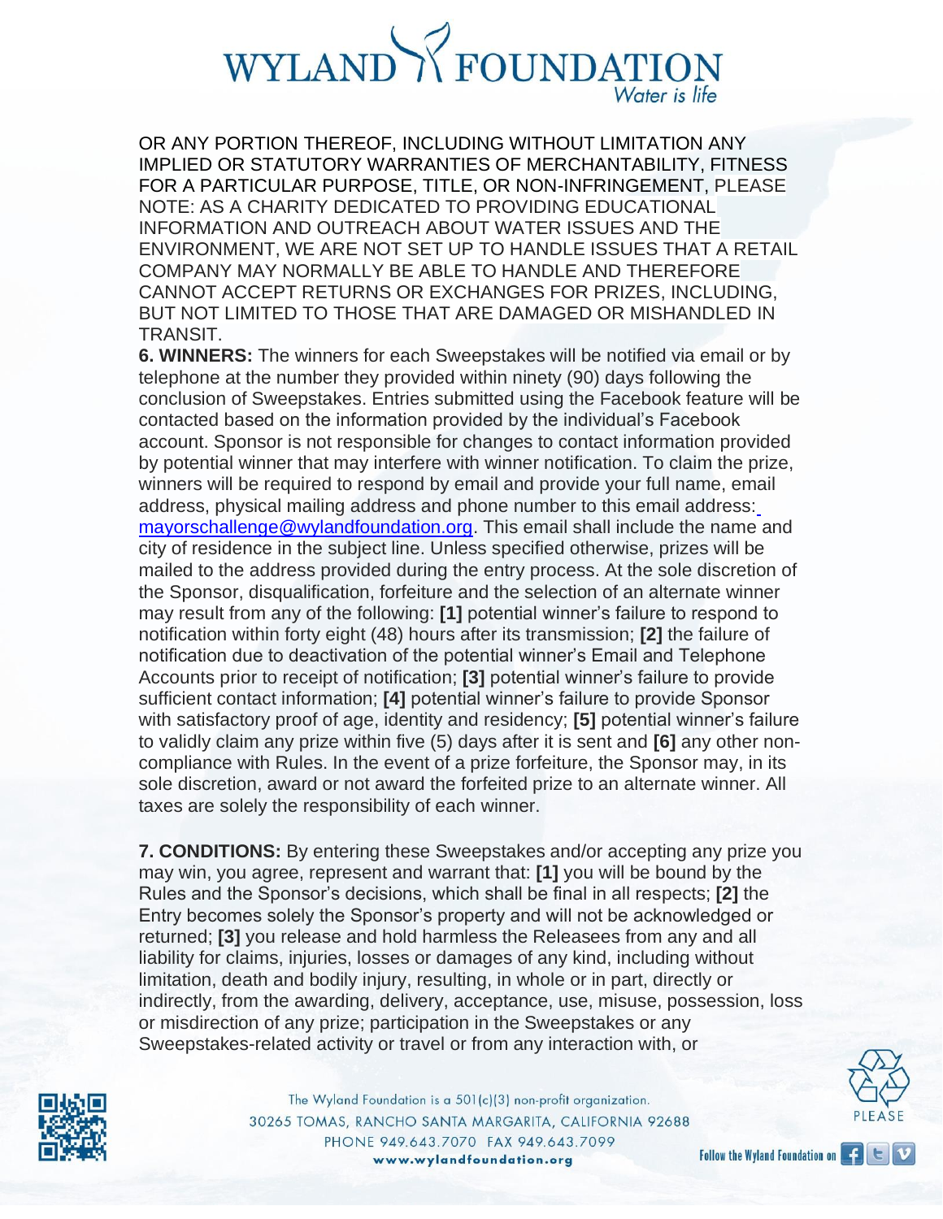OR ANY PORTION THEREOF, INCLUDING WITHOUT LIMITATION ANY IMPLIED OR STATUTORY WARRANTIES OF MERCHANTABILITY, FITNESS FOR A PARTICULAR PURPOSE, TITLE, OR NON-INFRINGEMENT, PLEASE NOTE: AS A CHARITY DEDICATED TO PROVIDING EDUCATIONAL INFORMATION AND OUTREACH ABOUT WATER ISSUES AND THE ENVIRONMENT, WE ARE NOT SET UP TO HANDLE ISSUES THAT A RETAIL COMPANY MAY NORMALLY BE ABLE TO HANDLE AND THEREFORE CANNOT ACCEPT RETURNS OR EXCHANGES FOR PRIZES, INCLUDING, BUT NOT LIMITED TO THOSE THAT ARE DAMAGED OR MISHANDLED IN TRANSIT.

**6. WINNERS:** The winners for each Sweepstakes will be notified via email or by telephone at the number they provided within ninety (90) days following the conclusion of Sweepstakes. Entries submitted using the Facebook feature will be contacted based on the information provided by the individual's Facebook account. Sponsor is not responsible for changes to contact information provided by potential winner that may interfere with winner notification. To claim the prize, winners will be required to respond by email and provide your full name, email address, physical mailing address and phone number to this email address: mayorschallenge@wylandfoundation.org. This email shall include the name and city of residence in the subject line. Unless specified otherwise, prizes will be mailed to the address provided during the entry process. At the sole discretion of the Sponsor, disqualification, forfeiture and the selection of an alternate winner may result from any of the following: **[1]** potential winner's failure to respond to notification within forty eight (48) hours after its transmission; **[2]** the failure of notification due to deactivation of the potential winner's Email and Telephone Accounts prior to receipt of notification; **[3]** potential winner's failure to provide sufficient contact information; **[4]** potential winner's failure to provide Sponsor with satisfactory proof of age, identity and residency; **[5]** potential winner's failure to validly claim any prize within five (5) days after it is sent and **[6]** any other non-compliance with Rules. In the event of a prize forfeiture, the Sponsor may, in its sole discretion, award or not award the forfeited prize to an alternate winner. All taxes are solely the responsibility of each winner.

**7. CONDITIONS:** By entering these Sweepstakes and/or accepting any prize you may win, you agree, represent and warrant that: **[1]** you will be bound by the Rules and the Sponsor's decisions, which shall be final in all respects; **[2]** the Entry becomes solely the Sponsor's property and will not be acknowledged or returned; **[3]** you release and hold harmless the Releasees from any and all liability for claims, injuries, losses or damages of any kind, including without limitation, death and bodily injury, resulting, in whole or in part, directly or indirectly, from the awarding, delivery, acceptance, use, misuse, possession, loss or misdirection of any prize; participation in the Sweepstakes or any Sweepstakes-related activity or travel or from any interaction with, or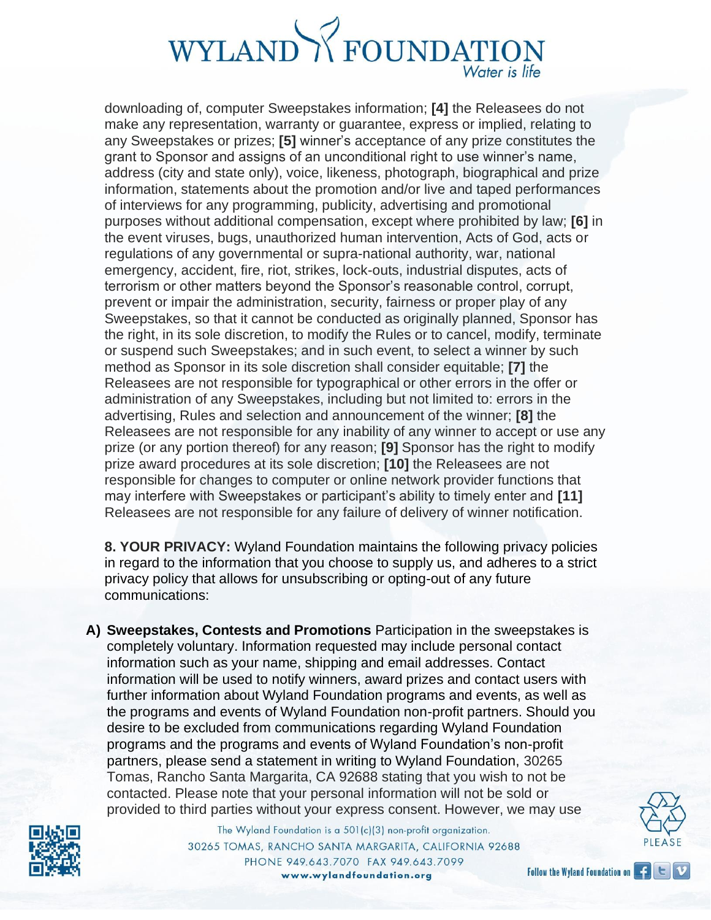downloading of, computer Sweepstakes information; **[4]** the Releasees do not make any representation, warranty or guarantee, express or implied, relating to any Sweepstakes or prizes; **[5]** winner's acceptance of any prize constitutes the grant to Sponsor and assigns of an unconditional right to use winner's name, address (city and state only), voice, likeness, photograph, biographical and prize information, statements about the promotion and/or live and taped performances of interviews for any programming, publicity, advertising and promotional purposes without additional compensation, except where prohibited by law; **[6]** in the event viruses, bugs, unauthorized human intervention, Acts of God, acts or regulations of any governmental or supra-national authority, war, national emergency, accident, fire, riot, strikes, lock-outs, industrial disputes, acts of terrorism or other matters beyond the Sponsor's reasonable control, corrupt, prevent or impair the administration, security, fairness or proper play of any Sweepstakes, so that it cannot be conducted as originally planned, Sponsor has the right, in its sole discretion, to modify the Rules or to cancel, modify, terminate or suspend such Sweepstakes; and in such event, to select a winner by such method as Sponsor in its sole discretion shall consider equitable; **[7]** the Releasees are not responsible for typographical or other errors in the offer or administration of any Sweepstakes, including but not limited to: errors in the advertising, Rules and selection and announcement of the winner; **[8]** the Releasees are not responsible for any inability of any winner to accept or use any prize (or any portion thereof) for any reason; **[9]** Sponsor has the right to modify prize award procedures at its sole discretion; **[10]** the Releasees are not responsible for changes to computer or online network provider functions that may interfere with Sweepstakes or participant's ability to timely enter and **[11]** Releasees are not responsible for any failure of delivery of winner notification.

**8. YOUR PRIVACY:** Wyland Foundation maintains the following privacy policies in regard to the information that you choose to supply us, and adheres to a strict privacy policy that allows for unsubscribing or opting-out of any future communications:

**A) Sweepstakes, Contests and Promotions** Participation in the sweepstakes is completely voluntary. Information requested may include personal contact information such as your name, shipping and email addresses. Contact information will be used to notify winners, award prizes and contact users with further information about Wyland Foundation programs and events, as well as the programs and events of Wyland Foundation non-profit partners. Should you desire to be excluded from communications regarding Wyland Foundation programs and the programs and events of Wyland Foundation's non-profit partners, please send a statement in writing to Wyland Foundation, 30265 Tomas, Rancho Santa Margarita, CA 92688 stating that you wish to not be contacted. Please note that your personal information will not be sold or provided to third parties without your express consent. However, we may use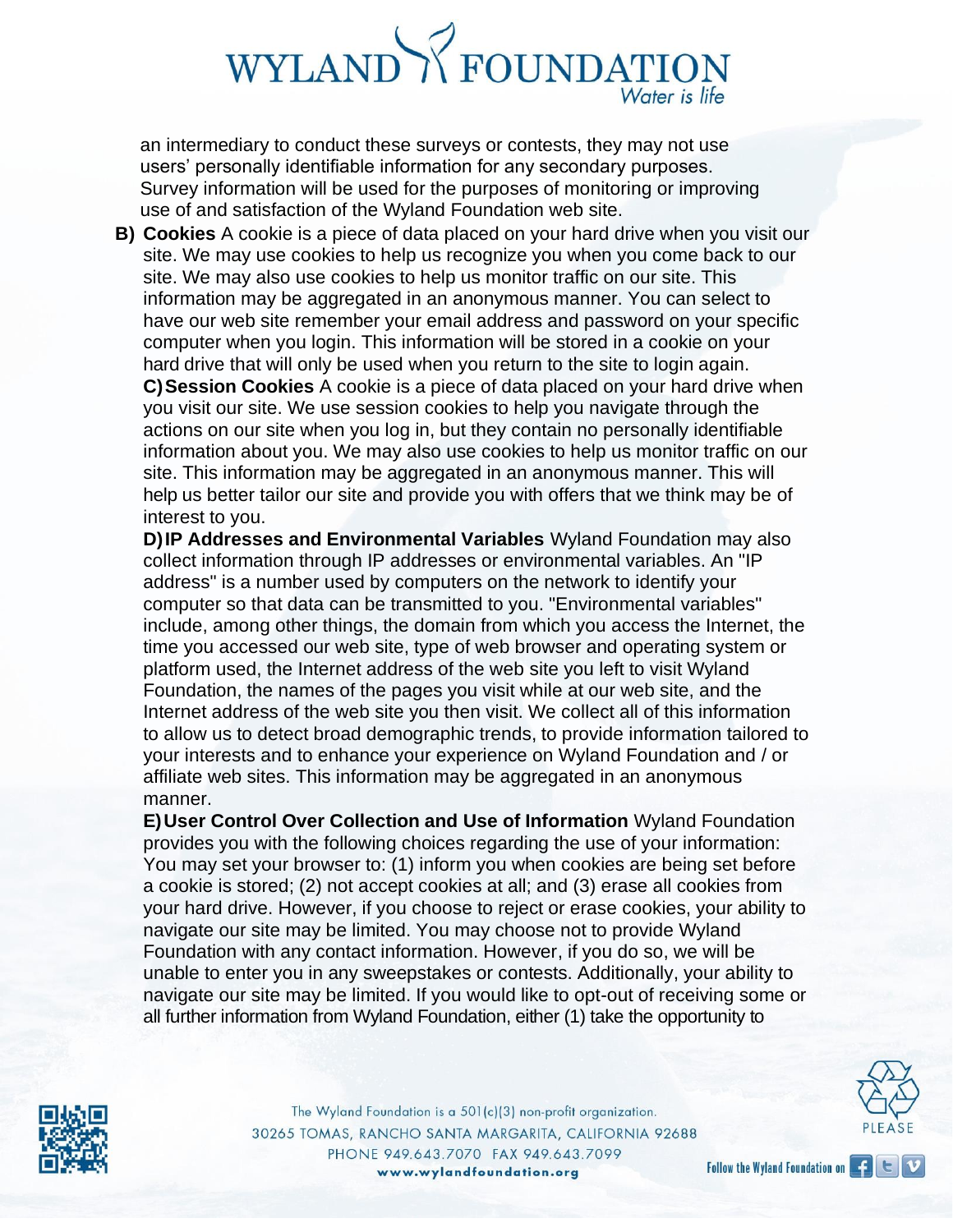an intermediary to conduct these surveys or contests, they may not use users' personally identifiable information for any secondary purposes. Survey information will be used for the purposes of monitoring or improving use of and satisfaction of the Wyland Foundation web site.

**B) Cookies** A cookie is a piece of data placed on your hard drive when you visit our site. We may use cookies to help us recognize you when you come back to our site. We may also use cookies to help us monitor traffic on our site. This information may be aggregated in an anonymous manner. You can select to have our web site remember your email address and password on your specific computer when you login. This information will be stored in a cookie on your hard drive that will only be used when you return to the site to login again.

**C) Session Cookies** A cookie is a piece of data placed on your hard drive when you visit our site. We use session cookies to help you navigate through the actions on our site when you log in, but they contain no personally identifiable information about you. We may also use cookies to help us monitor traffic on our site. This information may be aggregated in an anonymous manner. This will help us better tailor our site and provide you with offers that we think may be of interest to you.

**D) IP Addresses and Environmental Variables** Wyland Foundation may also collect information through IP addresses or environmental variables. An "IP address" is a number used by computers on the network to identify your computer so that data can be transmitted to you. "Environmental variables" include, among other things, the domain from which you access the Internet, the time you accessed our web site, type of web browser and operating system or platform used, the Internet address of the web site you left to visit Wyland Foundation, the names of the pages you visit while at our web site, and the Internet address of the web site you then visit. We collect all of this information to allow us to detect broad demographic trends, to provide information tailored to your interests and to enhance your experience on Wyland Foundation and / or affiliate web sites. This information may be aggregated in an anonymous manner.

**E) User Control Over Collection and Use of Information** Wyland Foundation provides you with the following choices regarding the use of your information: You may set your browser to: (1) inform you when cookies are being set before a cookie is stored; (2) not accept cookies at all; and (3) erase all cookies from your hard drive. However, if you choose to reject or erase cookies, your ability to navigate our site may be limited. You may choose not to provide Wyland Foundation with any contact information. However, if you do so, we will be unable to enter you in any sweepstakes or contests. Additionally, your ability to navigate our site may be limited. If you would like to opt-out of receiving some or all further information from Wyland Foundation, either (1) take the opportunity to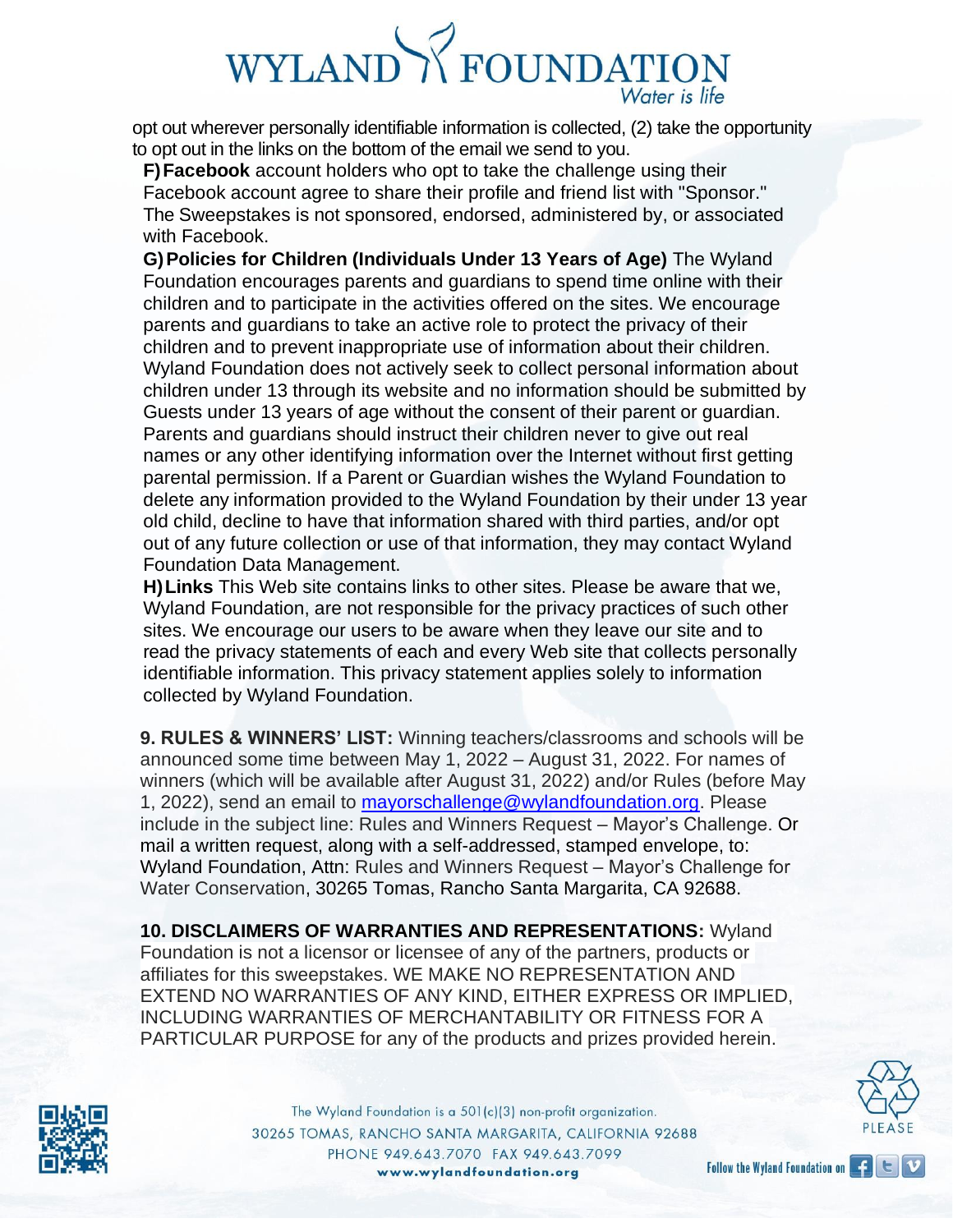opt out wherever personally identifiable information is collected, (2) take the opportunity to opt out in the links on the bottom of the email we send to you.

**F) Facebook** account holders who opt to take the challenge using their Facebook account agree to share their profile and friend list with "Sponsor." The Sweepstakes is not sponsored, endorsed, administered by, or associated with Facebook.

**G) Policies for Children (Individuals Under 13 Years of Age)** The Wyland Foundation encourages parents and guardians to spend time online with their children and to participate in the activities offered on the sites. We encourage parents and guardians to take an active role to protect the privacy of their children and to prevent inappropriate use of information about their children. Wyland Foundation does not actively seek to collect personal information about children under 13 through its website and no information should be submitted by Guests under 13 years of age without the consent of their parent or guardian. Parents and guardians should instruct their children never to give out real names or any other identifying information over the Internet without first getting parental permission. If a Parent or Guardian wishes the Wyland Foundation to delete any information provided to the Wyland Foundation by their under 13 year old child, decline to have that information shared with third parties, and/or opt out of any future collection or use of that information, they may contact Wyland Foundation Data Management.

**H) Links** This Web site contains links to other sites. Please be aware that we, Wyland Foundation, are not responsible for the privacy practices of such other sites. We encourage our users to be aware when they leave our site and to read the privacy statements of each and every Web site that collects personally identifiable information. This privacy statement applies solely to information collected by Wyland Foundation.

**9. RULES & WINNERS' LIST:** Winning teachers/classrooms and schools will be announced some time between May 1, 2022 – August 31, 2022. For names of winners (which will be available after August 31, 2022) and/or Rules (before May 1, 2022), send an email to mayorschallenge@wylandfoundation.org. Please include in the subject line: Rules and Winners Request – Mayor's Challenge. Or mail a written request, along with a self-addressed, stamped envelope, to: Wyland Foundation, Attn: Rules and Winners Request – Mayor's Challenge for Water Conservation, 30265 Tomas, Rancho Santa Margarita, CA 92688.

**10. DISCLAIMERS OF WARRANTIES AND REPRESENTATIONS:** Wyland Foundation is not a licensor or licensee of any of the partners, products or affiliates for this sweepstakes. WE MAKE NO REPRESENTATION AND EXTEND NO WARRANTIES OF ANY KIND, EITHER EXPRESS OR IMPLIED, INCLUDING WARRANTIES OF MERCHANTABILITY OR FITNESS FOR A PARTICULAR PURPOSE for any of the products and prizes provided herein.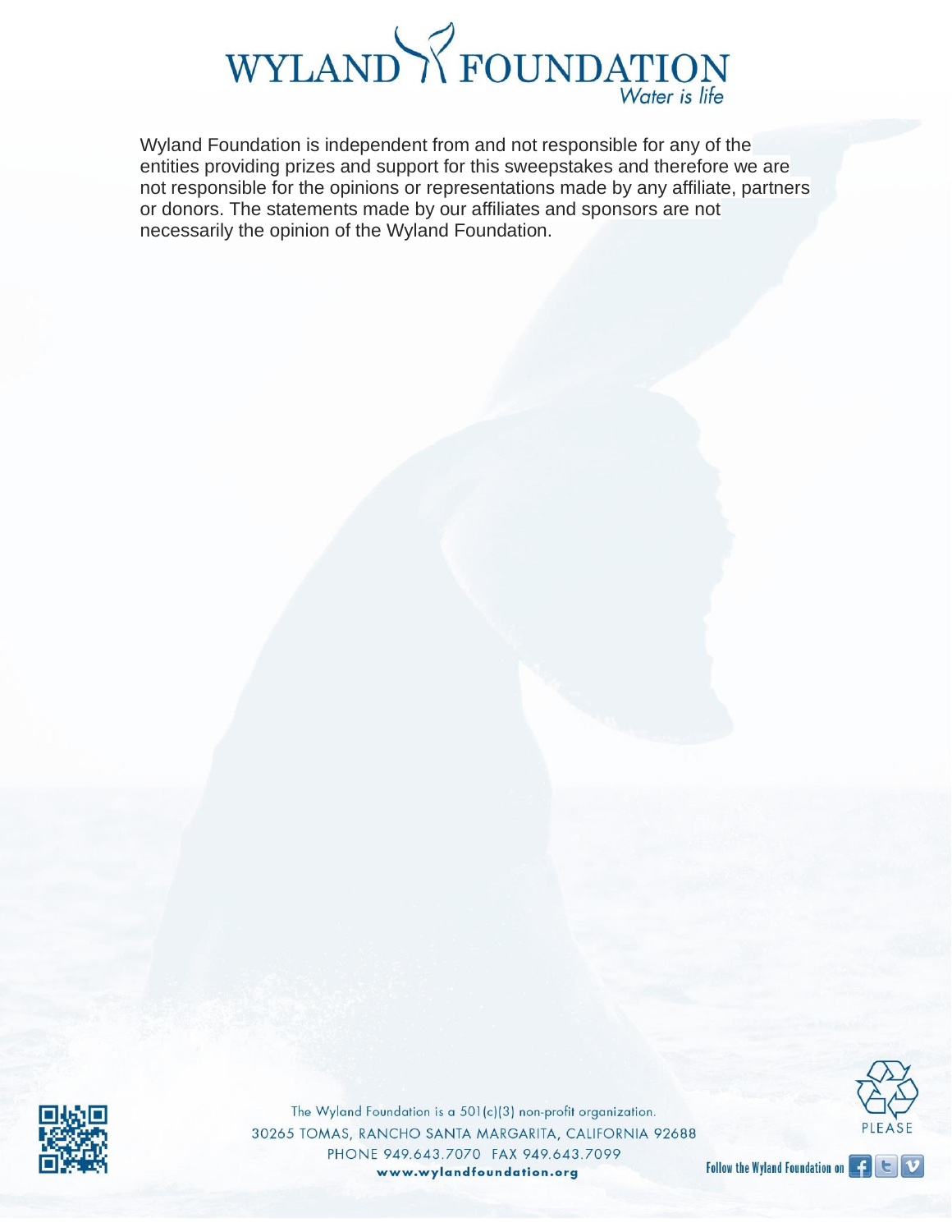# WYLAND FOUNDATION

*Water is life*

Wyland Foundation is independent from and not responsible for any of the entities providing prizes and support for this sweepstakes and therefore we are not responsible for the opinions or representations made by any affiliate, partners or donors. The statements made by our affiliates and sponsors are not necessarily the opinion of the Wyland Foundation.

The Wyland Foundation is a 501(c)(3) non-profit organization.
30265 TOMAS, RANCHO SANTA MARGARITA, CALIFORNIA 92688
PHONE 949.643.7070 FAX 949.643.7099
**www.wylandfoundation.org**

PLEASE

Follow the Wyland Foundation on